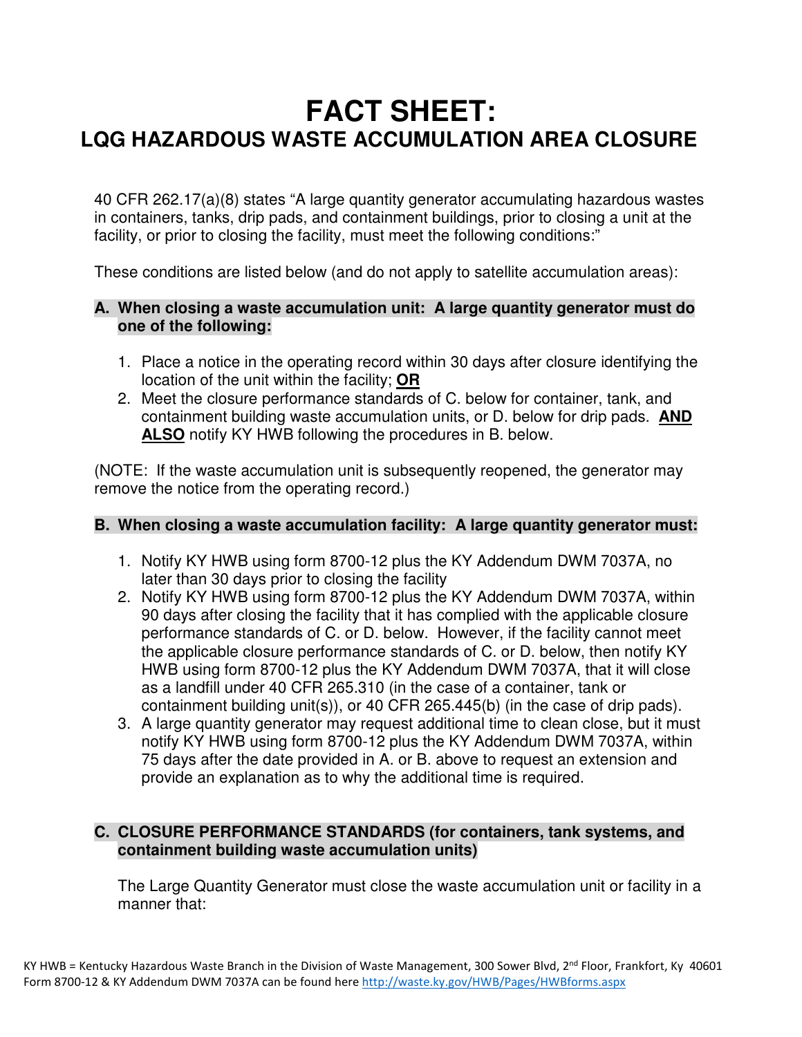# FACT SHEET:

## LQG HAZARDOUS WASTE ACCUMULATION AREA CLOSURE

40 CFR 262.17(a)(8) states "A large quantity generator accumulating hazardous wastes in containers, tanks, drip pads, and containment buildings, prior to closing a unit at the facility, or prior to closing the facility, must meet the following conditions:"

These conditions are listed below (and do not apply to satellite accumulation areas):

### A. When closing a waste accumulation unit: A large quantity generator must do one of the following:

1. Place a notice in the operating record within 30 days after closure identifying the location of the unit within the facility; **OR**
2. Meet the closure performance standards of C. below for container, tank, and containment building waste accumulation units, or D. below for drip pads. **AND ALSO** notify KY HWB following the procedures in B. below.

(NOTE: If the waste accumulation unit is subsequently reopened, the generator may remove the notice from the operating record.)

### B. When closing a waste accumulation facility: A large quantity generator must:

1. Notify KY HWB using form 8700-12 plus the KY Addendum DWM 7037A, no later than 30 days prior to closing the facility
2. Notify KY HWB using form 8700-12 plus the KY Addendum DWM 7037A, within 90 days after closing the facility that it has complied with the applicable closure performance standards of C. or D. below. However, if the facility cannot meet the applicable closure performance standards of C. or D. below, then notify KY HWB using form 8700-12 plus the KY Addendum DWM 7037A, that it will close as a landfill under 40 CFR 265.310 (in the case of a container, tank or containment building unit(s)), or 40 CFR 265.445(b) (in the case of drip pads).
3. A large quantity generator may request additional time to clean close, but it must notify KY HWB using form 8700-12 plus the KY Addendum DWM 7037A, within 75 days after the date provided in A. or B. above to request an extension and provide an explanation as to why the additional time is required.

### C. CLOSURE PERFORMANCE STANDARDS (for containers, tank systems, and containment building waste accumulation units)

The Large Quantity Generator must close the waste accumulation unit or facility in a manner that:

KY HWB = Kentucky Hazardous Waste Branch in the Division of Waste Management, 300 Sower Blvd, 2nd Floor, Frankfort, Ky 40601
Form 8700-12 & KY Addendum DWM 7037A can be found here http://waste.ky.gov/HWB/Pages/HWBforms.aspx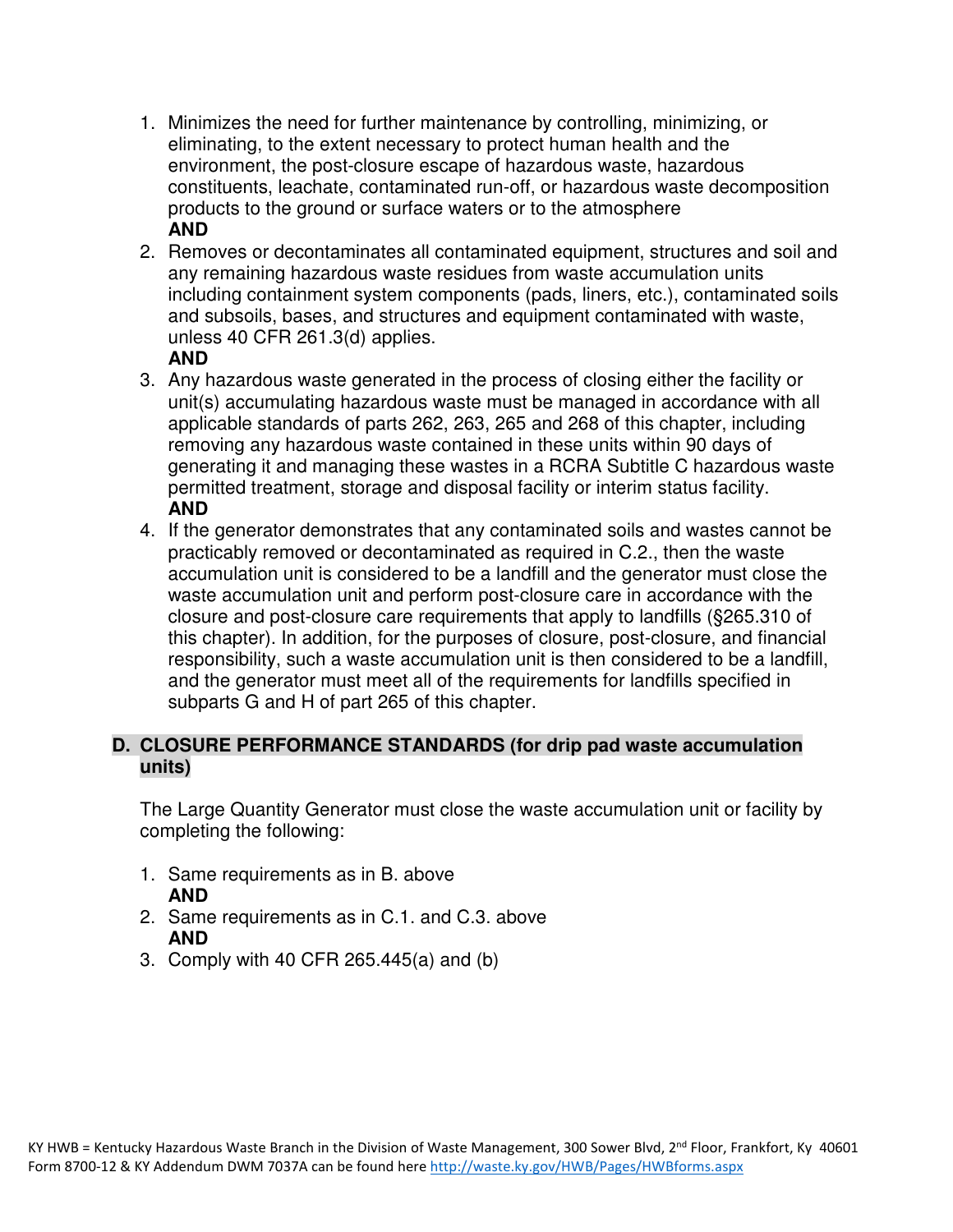1. Minimizes the need for further maintenance by controlling, minimizing, or eliminating, to the extent necessary to protect human health and the environment, the post-closure escape of hazardous waste, hazardous constituents, leachate, contaminated run-off, or hazardous waste decomposition products to the ground or surface waters or to the atmosphere
   **AND**
2. Removes or decontaminates all contaminated equipment, structures and soil and any remaining hazardous waste residues from waste accumulation units including containment system components (pads, liners, etc.), contaminated soils and subsoils, bases, and structures and equipment contaminated with waste, unless 40 CFR 261.3(d) applies.
   **AND**
3. Any hazardous waste generated in the process of closing either the facility or unit(s) accumulating hazardous waste must be managed in accordance with all applicable standards of parts 262, 263, 265 and 268 of this chapter, including removing any hazardous waste contained in these units within 90 days of generating it and managing these wastes in a RCRA Subtitle C hazardous waste permitted treatment, storage and disposal facility or interim status facility.
   **AND**
4. If the generator demonstrates that any contaminated soils and wastes cannot be practicably removed or decontaminated as required in C.2., then the waste accumulation unit is considered to be a landfill and the generator must close the waste accumulation unit and perform post-closure care in accordance with the closure and post-closure care requirements that apply to landfills (§265.310 of this chapter). In addition, for the purposes of closure, post-closure, and financial responsibility, such a waste accumulation unit is then considered to be a landfill, and the generator must meet all of the requirements for landfills specified in subparts G and H of part 265 of this chapter.

## D. CLOSURE PERFORMANCE STANDARDS (for drip pad waste accumulation units)

The Large Quantity Generator must close the waste accumulation unit or facility by completing the following:

1. Same requirements as in B. above
   **AND**
2. Same requirements as in C.1. and C.3. above
   **AND**
3. Comply with 40 CFR 265.445(a) and (b)

KY HWB = Kentucky Hazardous Waste Branch in the Division of Waste Management, 300 Sower Blvd, 2nd Floor, Frankfort, Ky 40601
Form 8700-12 & KY Addendum DWM 7037A can be found here http://waste.ky.gov/HWB/Pages/HWBforms.aspx